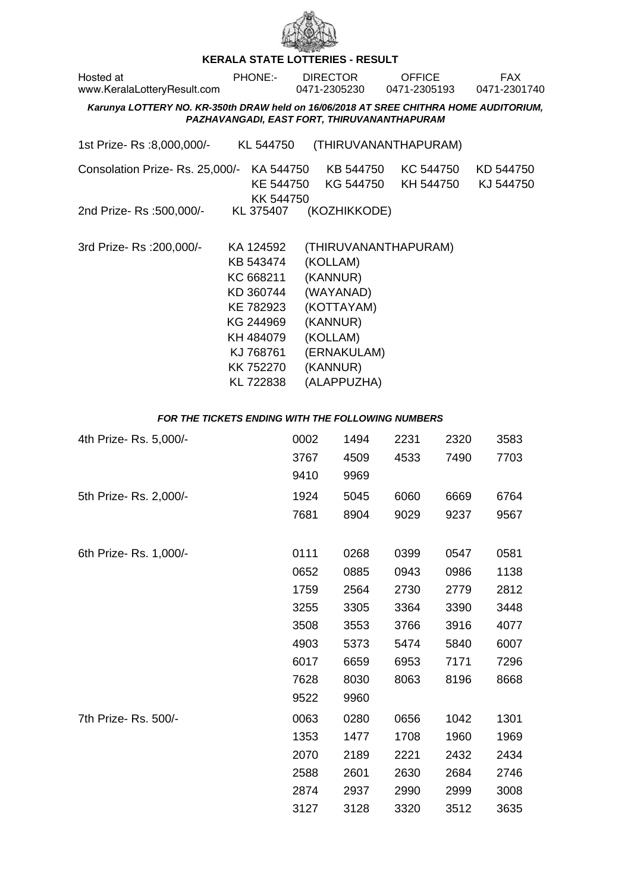# KERALA STATE LOTTERIES - RESULT

| Hosted at | PHONE:- | DIRECTOR | OFFICE | FAX |
|---|---|---|---|---|
| www.KeralaLotteryResult.com | | 0471-2305230 | 0471-2305193 | 0471-2301740 |

***Karunya LOTTERY NO. KR-350th DRAW held on 16/06/2018 AT SREE CHITHRA HOME AUDITORIUM, PAZHAVANGADI, EAST FORT, THIRUVANANTHAPURAM***

1st Prize- Rs :8,000,000/- KL 544750 (THIRUVANANTHAPURAM)

Consolation Prize- Rs. 25,000/- KA 544750 KB 544750 KC 544750 KD 544750 KE 544750 KG 544750 KH 544750 KJ 544750 KK 544750

2nd Prize- Rs :500,000/- KL 375407 (KOZHIKKODE)

3rd Prize- Rs :200,000/-

| | |
|---|---|
| KA 124592 | (THIRUVANANTHAPURAM) |
| KB 543474 | (KOLLAM) |
| KC 668211 | (KANNUR) |
| KD 360744 | (WAYANAD) |
| KE 782923 | (KOTTAYAM) |
| KG 244969 | (KANNUR) |
| KH 484079 | (KOLLAM) |
| KJ 768761 | (ERNAKULAM) |
| KK 752270 | (KANNUR) |
| KL 722838 | (ALAPPUZHA) |

***FOR THE TICKETS ENDING WITH THE FOLLOWING NUMBERS***

4th Prize- Rs. 5,000/-

0002 1494 2231 2320 3583 3767 4509 4533 7490 7703 9410 9969

5th Prize- Rs. 2,000/-

1924 5045 6060 6669 6764 7681 8904 9029 9237 9567

6th Prize- Rs. 1,000/-

0111 0268 0399 0547 0581 0652 0885 0943 0986 1138 1759 2564 2730 2779 2812 3255 3305 3364 3390 3448 3508 3553 3766 3916 4077 4903 5373 5474 5840 6007 6017 6659 6953 7171 7296 7628 8030 8063 8196 8668 9522 9960

7th Prize- Rs. 500/-

0063 0280 0656 1042 1301 1353 1477 1708 1960 1969 2070 2189 2221 2432 2434 2588 2601 2630 2684 2746 2874 2937 2990 2999 3008 3127 3128 3320 3512 3635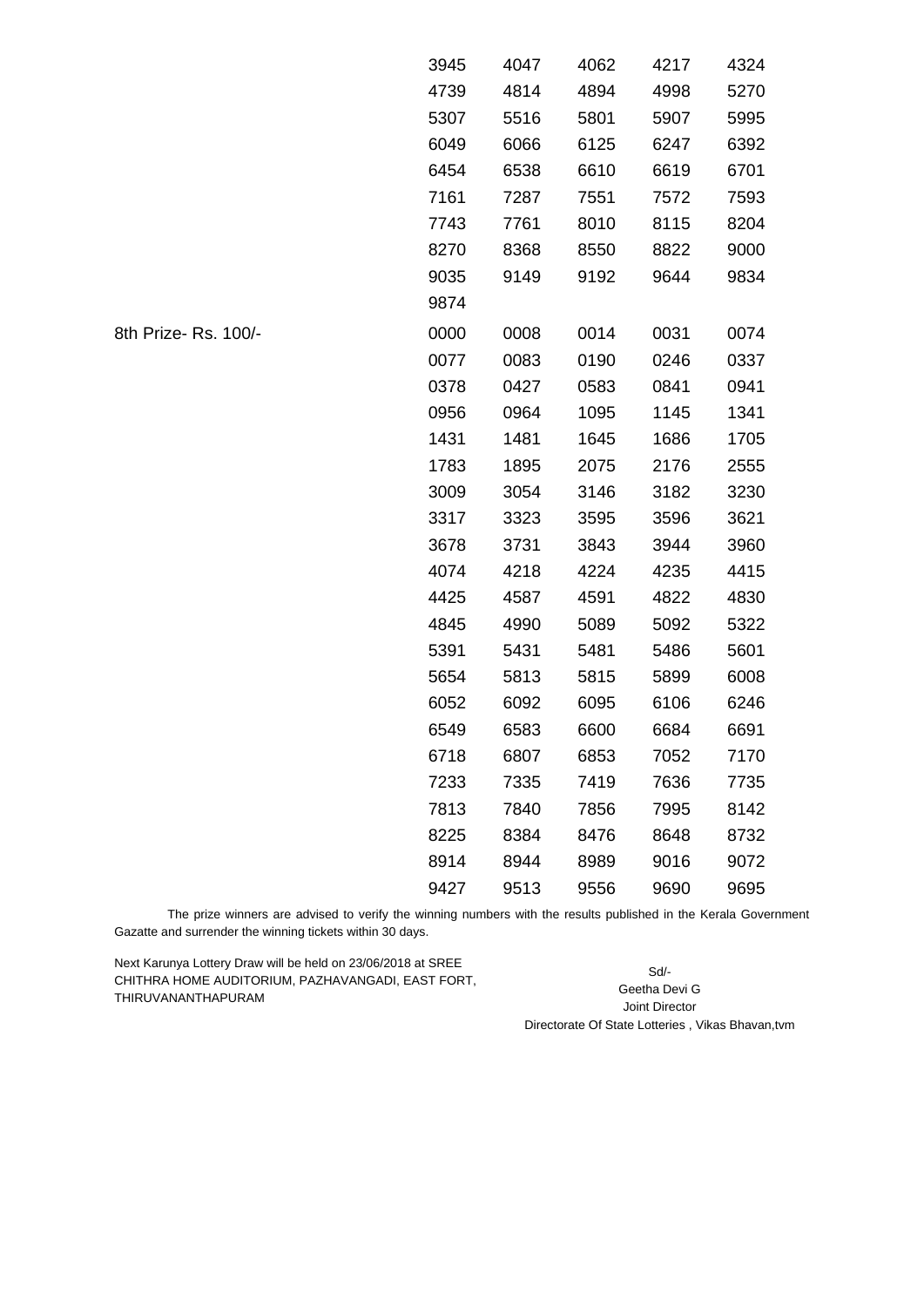| | | | | | |
|---|---|---|---|---|---|
| | 3945 | 4047 | 4062 | 4217 | 4324 |
| | 4739 | 4814 | 4894 | 4998 | 5270 |
| | 5307 | 5516 | 5801 | 5907 | 5995 |
| | 6049 | 6066 | 6125 | 6247 | 6392 |
| | 6454 | 6538 | 6610 | 6619 | 6701 |
| | 7161 | 7287 | 7551 | 7572 | 7593 |
| | 7743 | 7761 | 8010 | 8115 | 8204 |
| | 8270 | 8368 | 8550 | 8822 | 9000 |
| | 9035 | 9149 | 9192 | 9644 | 9834 |
| | 9874 | | | | |
| 8th Prize- Rs. 100/- | 0000 | 0008 | 0014 | 0031 | 0074 |
| | 0077 | 0083 | 0190 | 0246 | 0337 |
| | 0378 | 0427 | 0583 | 0841 | 0941 |
| | 0956 | 0964 | 1095 | 1145 | 1341 |
| | 1431 | 1481 | 1645 | 1686 | 1705 |
| | 1783 | 1895 | 2075 | 2176 | 2555 |
| | 3009 | 3054 | 3146 | 3182 | 3230 |
| | 3317 | 3323 | 3595 | 3596 | 3621 |
| | 3678 | 3731 | 3843 | 3944 | 3960 |
| | 4074 | 4218 | 4224 | 4235 | 4415 |
| | 4425 | 4587 | 4591 | 4822 | 4830 |
| | 4845 | 4990 | 5089 | 5092 | 5322 |
| | 5391 | 5431 | 5481 | 5486 | 5601 |
| | 5654 | 5813 | 5815 | 5899 | 6008 |
| | 6052 | 6092 | 6095 | 6106 | 6246 |
| | 6549 | 6583 | 6600 | 6684 | 6691 |
| | 6718 | 6807 | 6853 | 7052 | 7170 |
| | 7233 | 7335 | 7419 | 7636 | 7735 |
| | 7813 | 7840 | 7856 | 7995 | 8142 |
| | 8225 | 8384 | 8476 | 8648 | 8732 |
| | 8914 | 8944 | 8989 | 9016 | 9072 |
| | 9427 | 9513 | 9556 | 9690 | 9695 |

The prize winners are advised to verify the winning numbers with the results published in the Kerala Government Gazatte and surrender the winning tickets within 30 days.

Next Karunya Lottery Draw will be held on 23/06/2018 at SREE CHITHRA HOME AUDITORIUM, PAZHAVANGADI, EAST FORT, THIRUVANANTHAPURAM

Sd/-
Geetha Devi G
Joint Director
Directorate Of State Lotteries , Vikas Bhavan,tvm